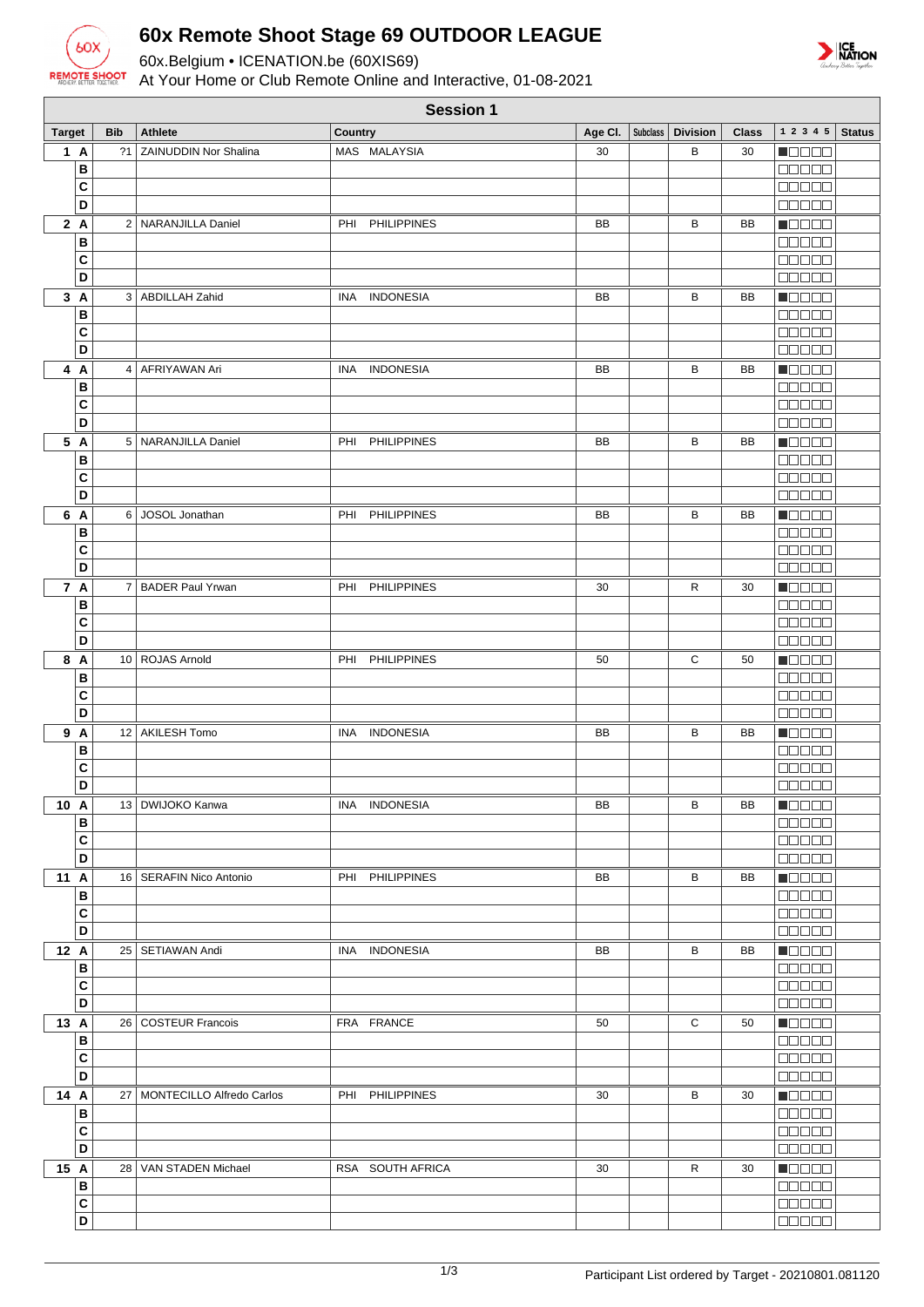# 60x Remote Shoot Stage 69 OUTDOOR LEAGUE

60x.Belgium • ICENATION.be (60XIS69)

At Your Home or Club Remote Online and Interactive, 01-08-2021

## Session 1

| Target | | Bib | Athlete | Country | Age Cl. | Subclass | Division | Class | 1 2 3 4 5 | Status |
|---|---|---|---|---|---|---|---|---|---|---|
| 1 | A | ?1 | ZAINUDDIN Nor Shalina | MAS MALAYSIA | 30 | | B | 30 | ■□□□□ | |
| | B | | | | | | | | □□□□□ | |
| | C | | | | | | | | □□□□□ | |
| | D | | | | | | | | □□□□□ | |
| 2 | A | 2 | NARANJILLA Daniel | PHI PHILIPPINES | BB | | B | BB | ■□□□□ | |
| | B | | | | | | | | □□□□□ | |
| | C | | | | | | | | □□□□□ | |
| | D | | | | | | | | □□□□□ | |
| 3 | A | 3 | ABDILLAH Zahid | INA INDONESIA | BB | | B | BB | ■□□□□ | |
| | B | | | | | | | | □□□□□ | |
| | C | | | | | | | | □□□□□ | |
| | D | | | | | | | | □□□□□ | |
| 4 | A | 4 | AFRIYAWAN Ari | INA INDONESIA | BB | | B | BB | ■□□□□ | |
| | B | | | | | | | | □□□□□ | |
| | C | | | | | | | | □□□□□ | |
| | D | | | | | | | | □□□□□ | |
| 5 | A | 5 | NARANJILLA Daniel | PHI PHILIPPINES | BB | | B | BB | ■□□□□ | |
| | B | | | | | | | | □□□□□ | |
| | C | | | | | | | | □□□□□ | |
| | D | | | | | | | | □□□□□ | |
| 6 | A | 6 | JOSOL Jonathan | PHI PHILIPPINES | BB | | B | BB | ■□□□□ | |
| | B | | | | | | | | □□□□□ | |
| | C | | | | | | | | □□□□□ | |
| | D | | | | | | | | □□□□□ | |
| 7 | A | 7 | BADER Paul Yrwan | PHI PHILIPPINES | 30 | | R | 30 | ■□□□□ | |
| | B | | | | | | | | □□□□□ | |
| | C | | | | | | | | □□□□□ | |
| | D | | | | | | | | □□□□□ | |
| 8 | A | 10 | ROJAS Arnold | PHI PHILIPPINES | 50 | | C | 50 | ■□□□□ | |
| | B | | | | | | | | □□□□□ | |
| | C | | | | | | | | □□□□□ | |
| | D | | | | | | | | □□□□□ | |
| 9 | A | 12 | AKILESH Tomo | INA INDONESIA | BB | | B | BB | ■□□□□ | |
| | B | | | | | | | | □□□□□ | |
| | C | | | | | | | | □□□□□ | |
| | D | | | | | | | | □□□□□ | |
| 10 | A | 13 | DWIJOKO Kanwa | INA INDONESIA | BB | | B | BB | ■□□□□ | |
| | B | | | | | | | | □□□□□ | |
| | C | | | | | | | | □□□□□ | |
| | D | | | | | | | | □□□□□ | |
| 11 | A | 16 | SERAFIN Nico Antonio | PHI PHILIPPINES | BB | | B | BB | ■□□□□ | |
| | B | | | | | | | | □□□□□ | |
| | C | | | | | | | | □□□□□ | |
| | D | | | | | | | | □□□□□ | |
| 12 | A | 25 | SETIAWAN Andi | INA INDONESIA | BB | | B | BB | ■□□□□ | |
| | B | | | | | | | | □□□□□ | |
| | C | | | | | | | | □□□□□ | |
| | D | | | | | | | | □□□□□ | |
| 13 | A | 26 | COSTEUR Francois | FRA FRANCE | 50 | | C | 50 | ■□□□□ | |
| | B | | | | | | | | □□□□□ | |
| | C | | | | | | | | □□□□□ | |
| | D | | | | | | | | □□□□□ | |
| 14 | A | 27 | MONTECILLO Alfredo Carlos | PHI PHILIPPINES | 30 | | B | 30 | ■□□□□ | |
| | B | | | | | | | | □□□□□ | |
| | C | | | | | | | | □□□□□ | |
| | D | | | | | | | | □□□□□ | |
| 15 | A | 28 | VAN STADEN Michael | RSA SOUTH AFRICA | 30 | | R | 30 | ■□□□□ | |
| | B | | | | | | | | □□□□□ | |
| | C | | | | | | | | □□□□□ | |
| | D | | | | | | | | □□□□□ | |

Participant List ordered by Target - 20210801.081120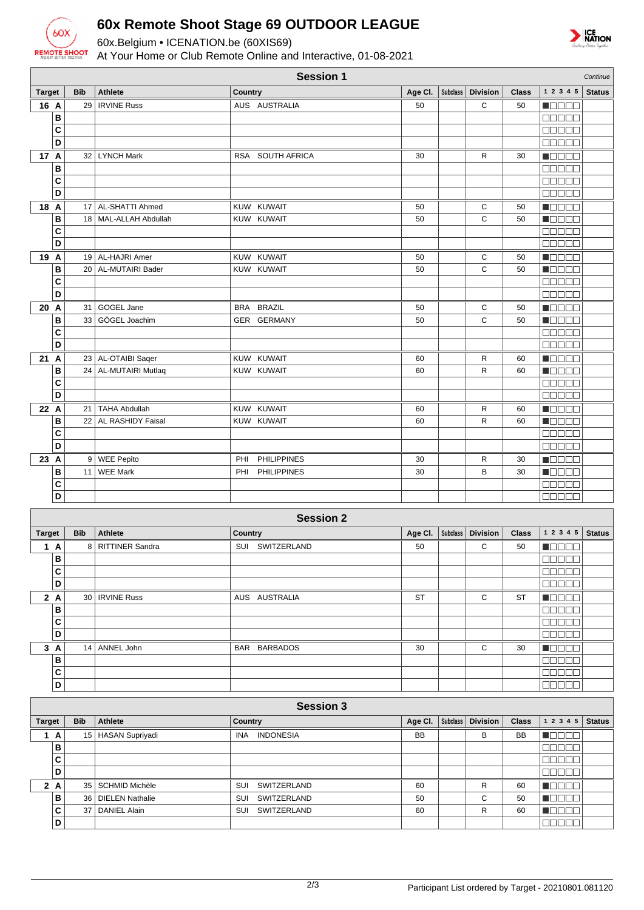# 60x Remote Shoot Stage 69 OUTDOOR LEAGUE

60x.Belgium • ICENATION.be (60XIS69)

At Your Home or Club Remote Online and Interactive, 01-08-2021

## Session 1

*Continue*

| Target | Bib | Athlete | Country | Age Cl. | Subclass | Division | Class | 1 2 3 4 5 | Status |
|---|---|---|---|---|---|---|---|---|---|
| 16 A | 29 | IRVINE Russ | AUS AUSTRALIA | 50 | | C | 50 | | |
| B | | | | | | | | | |
| C | | | | | | | | | |
| D | | | | | | | | | |
| 17 A | 32 | LYNCH Mark | RSA SOUTH AFRICA | 30 | | R | 30 | | |
| B | | | | | | | | | |
| C | | | | | | | | | |
| D | | | | | | | | | |
| 18 A | 17 | AL-SHATTI Ahmed | KUW KUWAIT | 50 | | C | 50 | | |
| B | 18 | MAL-ALLAH Abdullah | KUW KUWAIT | 50 | | C | 50 | | |
| C | | | | | | | | | |
| D | | | | | | | | | |
| 19 A | 19 | AL-HAJRI Amer | KUW KUWAIT | 50 | | C | 50 | | |
| B | 20 | AL-MUTAIRI Bader | KUW KUWAIT | 50 | | C | 50 | | |
| C | | | | | | | | | |
| D | | | | | | | | | |
| 20 A | 31 | GOGEL Jane | BRA BRAZIL | 50 | | C | 50 | | |
| B | 33 | GÖGEL Joachim | GER GERMANY | 50 | | C | 50 | | |
| C | | | | | | | | | |
| D | | | | | | | | | |
| 21 A | 23 | AL-OTAIBI Saqer | KUW KUWAIT | 60 | | R | 60 | | |
| B | 24 | AL-MUTAIRI Mutlaq | KUW KUWAIT | 60 | | R | 60 | | |
| C | | | | | | | | | |
| D | | | | | | | | | |
| 22 A | 21 | TAHA Abdullah | KUW KUWAIT | 60 | | R | 60 | | |
| B | 22 | AL RASHIDY Faisal | KUW KUWAIT | 60 | | R | 60 | | |
| C | | | | | | | | | |
| D | | | | | | | | | |
| 23 A | 9 | WEE Pepito | PHI PHILIPPINES | 30 | | R | 30 | | |
| B | 11 | WEE Mark | PHI PHILIPPINES | 30 | | B | 30 | | |
| C | | | | | | | | | |
| D | | | | | | | | | |

## Session 2

| Target | Bib | Athlete | Country | Age Cl. | Subclass | Division | Class | 1 2 3 4 5 | Status |
|---|---|---|---|---|---|---|---|---|---|
| 1 A | 8 | RITTINER Sandra | SUI SWITZERLAND | 50 | | C | 50 | | |
| B | | | | | | | | | |
| C | | | | | | | | | |
| D | | | | | | | | | |
| 2 A | 30 | IRVINE Russ | AUS AUSTRALIA | ST | | C | ST | | |
| B | | | | | | | | | |
| C | | | | | | | | | |
| D | | | | | | | | | |
| 3 A | 14 | ANNEL John | BAR BARBADOS | 30 | | C | 30 | | |
| B | | | | | | | | | |
| C | | | | | | | | | |
| D | | | | | | | | | |

## Session 3

| Target | Bib | Athlete | Country | Age Cl. | Subclass | Division | Class | 1 2 3 4 5 | Status |
|---|---|---|---|---|---|---|---|---|---|
| 1 A | 15 | HASAN Supriyadi | INA INDONESIA | BB | | B | BB | | |
| B | | | | | | | | | |
| C | | | | | | | | | |
| D | | | | | | | | | |
| 2 A | 35 | SCHMID Michèle | SUI SWITZERLAND | 60 | | R | 60 | | |
| B | 36 | DIELEN Nathalie | SUI SWITZERLAND | 50 | | C | 50 | | |
| C | 37 | DANIEL Alain | SUI SWITZERLAND | 60 | | R | 60 | | |
| D | | | | | | | | | |

Participant List ordered by Target - 20210801.081120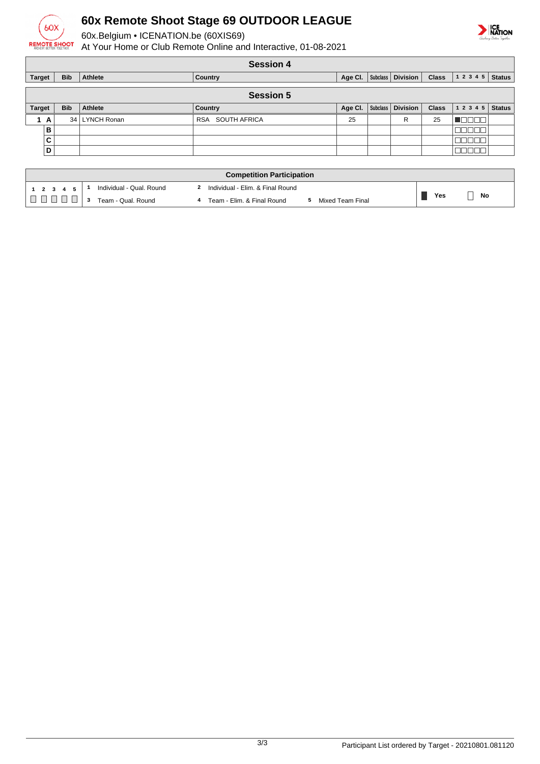# 60x Remote Shoot Stage 69 OUTDOOR LEAGUE

60x.Belgium • ICENATION.be (60XIS69)

At Your Home or Club Remote Online and Interactive, 01-08-2021

## Session 4

| Target | Bib | Athlete | Country | Age Cl. | Subclass | Division | Class | 1 2 3 4 5 | Status |
|---|---|---|---|---|---|---|---|---|---|

## Session 5

| Target | Bib | Athlete | Country | Age Cl. | Subclass | Division | Class | 1 2 3 4 5 | Status |
|---|---|---|---|---|---|---|---|---|---|
| 1 A | 34 | LYNCH Ronan | RSA SOUTH AFRICA | 25 | | R | 25 | ■□□□□ | |
| B | | | | | | | | □□□□□ | |
| C | | | | | | | | □□□□□ | |
| D | | | | | | | | □□□□□ | |

## Competition Participation

| 1 2 3 4 5 | | | | | |
|---|---|---|---|---|---|
| □ □ □ □ □ | 1 Individual - Qual. Round | 2 Individual - Elim. & Final Round | | ■ Yes | □ No |
| | 3 Team - Qual. Round | 4 Team - Elim. & Final Round | 5 Mixed Team Final | | |

Participant List ordered by Target - 20210801.081120